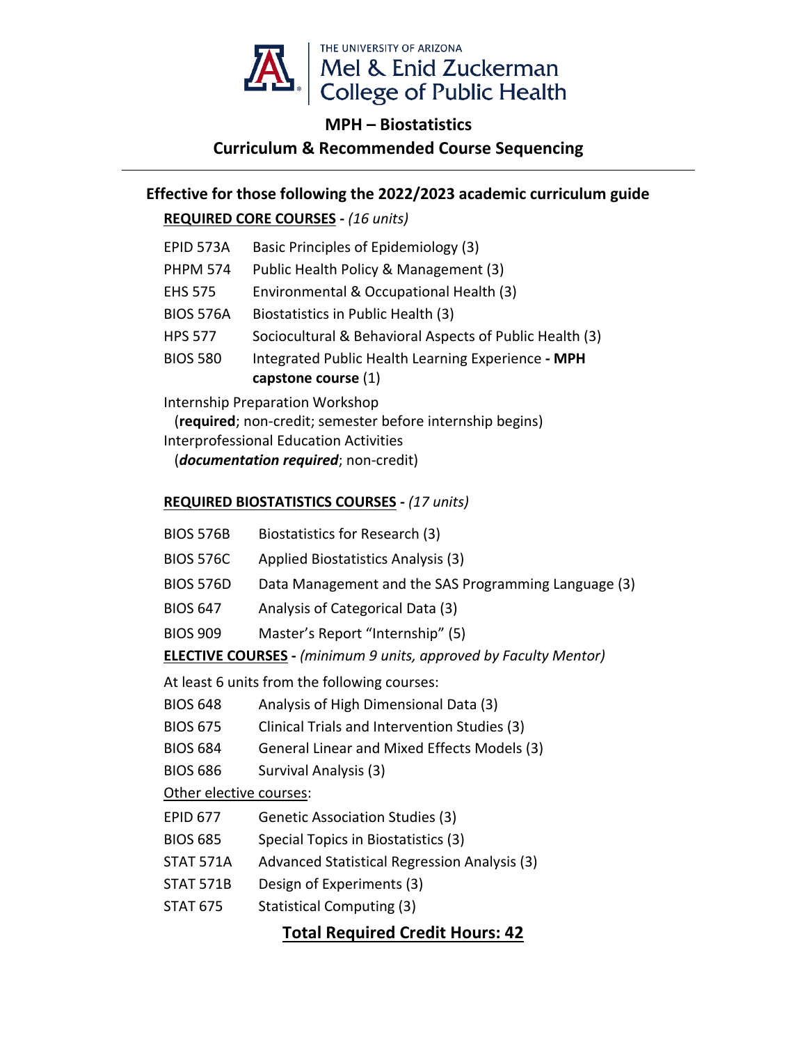THE UNIVERSITY OF ARIZONA
Mel & Enid Zuckerman
College of Public Health

# MPH – Biostatistics

## Curriculum & Recommended Course Sequencing

---

### Effective for those following the 2022/2023 academic curriculum guide

**REQUIRED CORE COURSES -** *(16 units)*

| | |
|---|---|
| EPID 573A | Basic Principles of Epidemiology (3) |
| PHPM 574 | Public Health Policy & Management (3) |
| EHS 575 | Environmental & Occupational Health (3) |
| BIOS 576A | Biostatistics in Public Health (3) |
| HPS 577 | Sociocultural & Behavioral Aspects of Public Health (3) |
| BIOS 580 | Integrated Public Health Learning Experience **- MPH capstone course** (1) |

Internship Preparation Workshop
(**required**; non-credit; semester before internship begins)
Interprofessional Education Activities
(***documentation required***; non-credit)

**REQUIRED BIOSTATISTICS COURSES -** *(17 units)*

| | |
|---|---|
| BIOS 576B | Biostatistics for Research (3) |
| BIOS 576C | Applied Biostatistics Analysis (3) |
| BIOS 576D | Data Management and the SAS Programming Language (3) |
| BIOS 647 | Analysis of Categorical Data (3) |
| BIOS 909 | Master's Report "Internship" (5) |

**ELECTIVE COURSES -** *(minimum 9 units, approved by Faculty Mentor)*

At least 6 units from the following courses:

| | |
|---|---|
| BIOS 648 | Analysis of High Dimensional Data (3) |
| BIOS 675 | Clinical Trials and Intervention Studies (3) |
| BIOS 684 | General Linear and Mixed Effects Models (3) |
| BIOS 686 | Survival Analysis (3) |

Other elective courses:

| | |
|---|---|
| EPID 677 | Genetic Association Studies (3) |
| BIOS 685 | Special Topics in Biostatistics (3) |
| STAT 571A | Advanced Statistical Regression Analysis (3) |
| STAT 571B | Design of Experiments (3) |
| STAT 675 | Statistical Computing (3) |

## Total Required Credit Hours: 42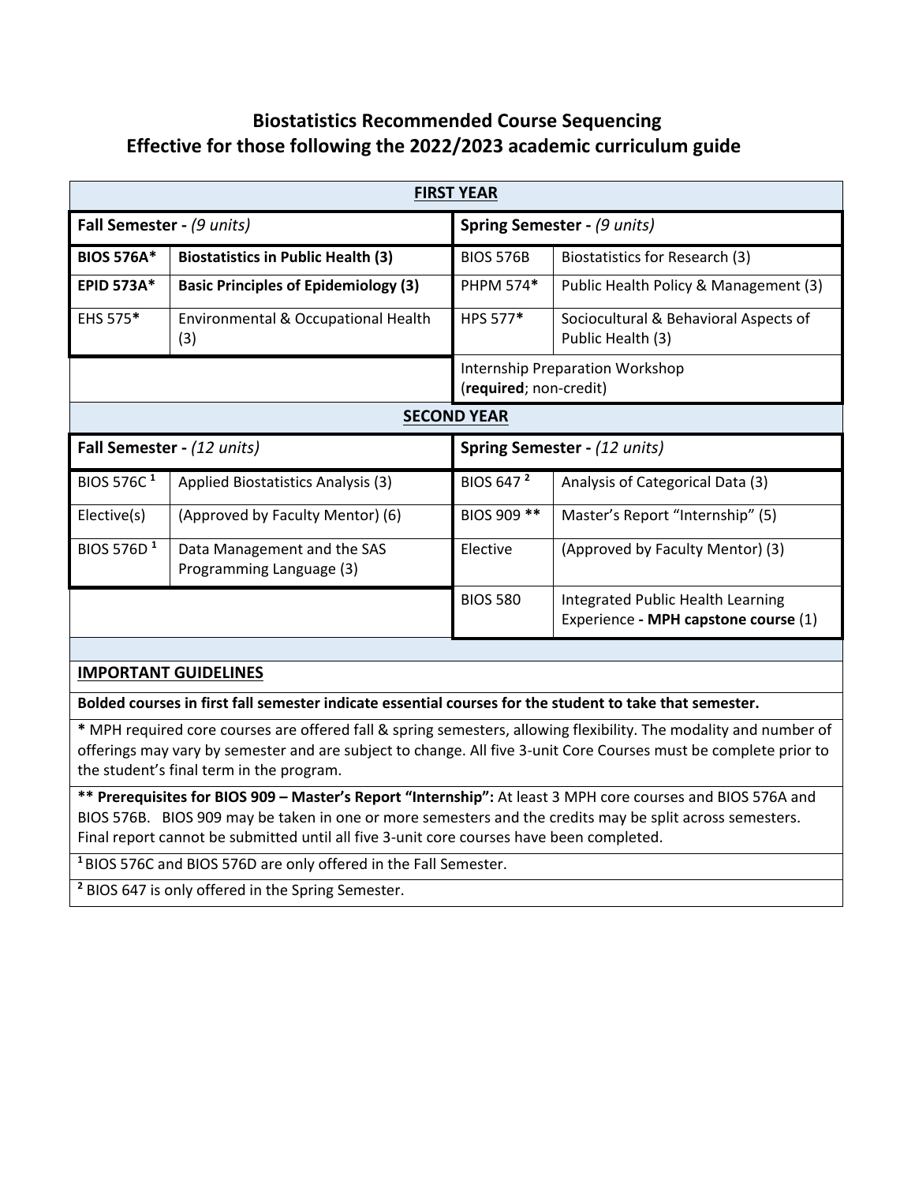# Biostatistics Recommended Course Sequencing
## Effective for those following the 2022/2023 academic curriculum guide

| **FIRST YEAR** | | | |
|---|---|---|---|
| **Fall Semester -** *(9 units)* | | **Spring Semester -** *(9 units)* | |
| **BIOS 576A*** | **Biostatistics in Public Health (3)** | BIOS 576B | Biostatistics for Research (3) |
| **EPID 573A*** | **Basic Principles of Epidemiology (3)** | PHPM 574* | Public Health Policy & Management (3) |
| EHS 575* | Environmental & Occupational Health (3) | HPS 577* | Sociocultural & Behavioral Aspects of Public Health (3) |
| | | Internship Preparation Workshop (**required**; non-credit) | |
| **SECOND YEAR** | | | |
| **Fall Semester -** *(12 units)* | | **Spring Semester -** *(12 units)* | |
| BIOS 576C [1] | Applied Biostatistics Analysis (3) | BIOS 647 [2] | Analysis of Categorical Data (3) |
| Elective(s) | (Approved by Faculty Mentor) (6) | BIOS 909 ** | Master's Report "Internship" (5) |
| BIOS 576D [1] | Data Management and the SAS Programming Language (3) | Elective | (Approved by Faculty Mentor) (3) |
| | | BIOS 580 | Integrated Public Health Learning Experience **- MPH capstone course** (1) |

**IMPORTANT GUIDELINES**

**Bolded courses in first fall semester indicate essential courses for the student to take that semester.**

**\*** MPH required core courses are offered fall & spring semesters, allowing flexibility. The modality and number of offerings may vary by semester and are subject to change. All five 3-unit Core Courses must be complete prior to the student's final term in the program.

**\*\* Prerequisites for BIOS 909 – Master's Report "Internship":** At least 3 MPH core courses and BIOS 576A and BIOS 576B. BIOS 909 may be taken in one or more semesters and the credits may be split across semesters. Final report cannot be submitted until all five 3-unit core courses have been completed.

[1] BIOS 576C and BIOS 576D are only offered in the Fall Semester.

[2] BIOS 647 is only offered in the Spring Semester.